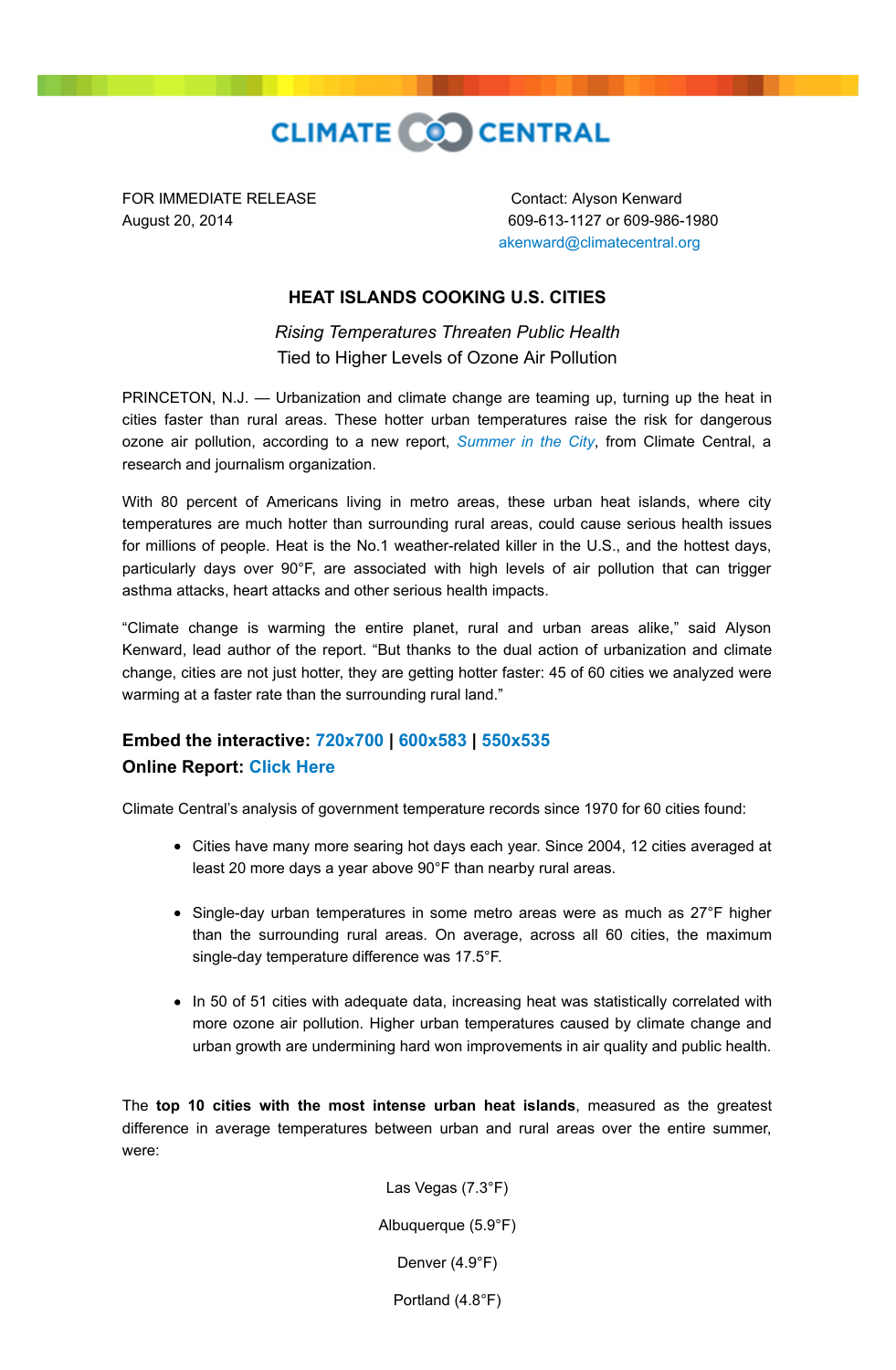CLIMATE CENTRAL

FOR IMMEDIATE RELEASE
August 20, 2014

Contact: Alyson Kenward
609-613-1127 or 609-986-1980
akenward@climatecentral.org

## HEAT ISLANDS COOKING U.S. CITIES

*Rising Temperatures Threaten Public Health*
Tied to Higher Levels of Ozone Air Pollution

PRINCETON, N.J. — Urbanization and climate change are teaming up, turning up the heat in cities faster than rural areas. These hotter urban temperatures raise the risk for dangerous ozone air pollution, according to a new report, *Summer in the City*, from Climate Central, a research and journalism organization.

With 80 percent of Americans living in metro areas, these urban heat islands, where city temperatures are much hotter than surrounding rural areas, could cause serious health issues for millions of people. Heat is the No.1 weather-related killer in the U.S., and the hottest days, particularly days over 90°F, are associated with high levels of air pollution that can trigger asthma attacks, heart attacks and other serious health impacts.

"Climate change is warming the entire planet, rural and urban areas alike," said Alyson Kenward, lead author of the report. "But thanks to the dual action of urbanization and climate change, cities are not just hotter, they are getting hotter faster: 45 of 60 cities we analyzed were warming at a faster rate than the surrounding rural land."

**Embed the interactive: 720x700 | 600x583 | 550x535**
**Online Report: Click Here**

Climate Central's analysis of government temperature records since 1970 for 60 cities found:

- Cities have many more searing hot days each year. Since 2004, 12 cities averaged at least 20 more days a year above 90°F than nearby rural areas.
- Single-day urban temperatures in some metro areas were as much as 27°F higher than the surrounding rural areas. On average, across all 60 cities, the maximum single-day temperature difference was 17.5°F.
- In 50 of 51 cities with adequate data, increasing heat was statistically correlated with more ozone air pollution. Higher urban temperatures caused by climate change and urban growth are undermining hard won improvements in air quality and public health.

The **top 10 cities with the most intense urban heat islands**, measured as the greatest difference in average temperatures between urban and rural areas over the entire summer, were:

Las Vegas (7.3°F)

Albuquerque (5.9°F)

Denver (4.9°F)

Portland (4.8°F)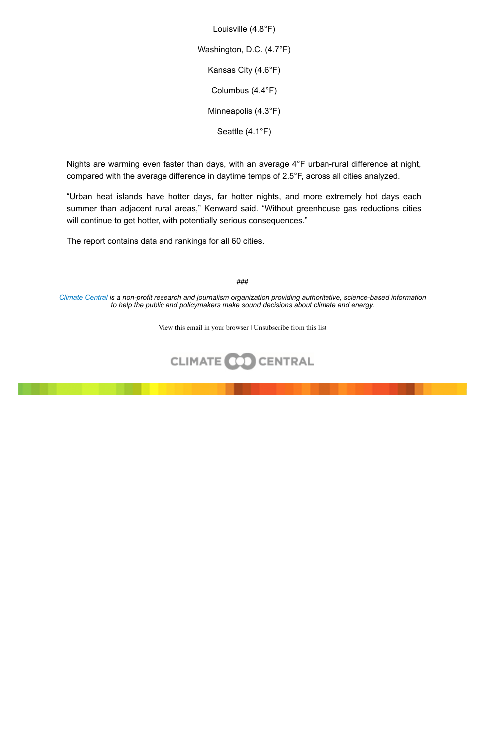Louisville (4.8°F)

Washington, D.C. (4.7°F)

Kansas City (4.6°F)

Columbus (4.4°F)

Minneapolis (4.3°F)

Seattle (4.1°F)

Nights are warming even faster than days, with an average 4°F urban-rural difference at night, compared with the average difference in daytime temps of 2.5°F, across all cities analyzed.

“Urban heat islands have hotter days, far hotter nights, and more extremely hot days each summer than adjacent rural areas,” Kenward said. “Without greenhouse gas reductions cities will continue to get hotter, with potentially serious consequences.”

The report contains data and rankings for all 60 cities.

###

*Climate Central is a non-profit research and journalism organization providing authoritative, science-based information to help the public and policymakers make sound decisions about climate and energy.*

View this email in your browser | Unsubscribe from this list

CLIMATE CENTRAL